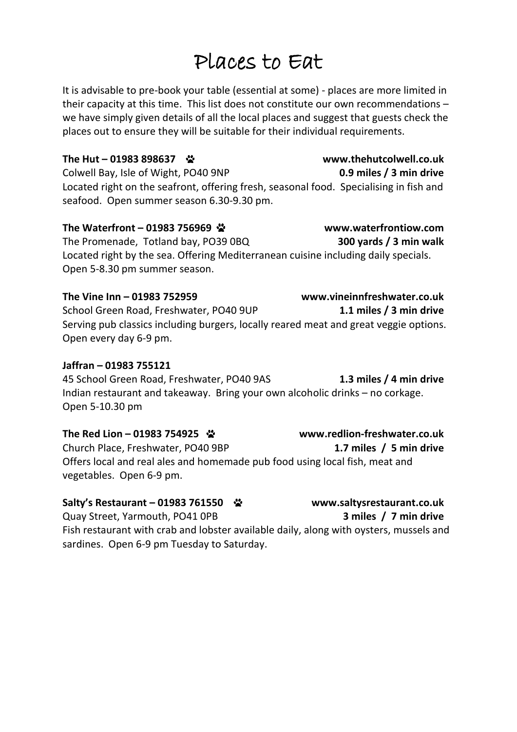# Places to Eat

It is advisable to pre-book your table (essential at some) - places are more limited in their capacity at this time. This list does not constitute our own recommendations – we have simply given details of all the local places and suggest that guests check the places out to ensure they will be suitable for their individual requirements.

**The Hut – 01983 898637** 🐾 **www.thehutcolwell.co.uk**
Colwell Bay, Isle of Wight, PO40 9NP **0.9 miles / 3 min drive**
Located right on the seafront, offering fresh, seasonal food. Specialising in fish and seafood. Open summer season 6.30-9.30 pm.

**The Waterfront – 01983 756969** 🐾 **www.waterfrontiow.com**
The Promenade, Totland bay, PO39 0BQ **300 yards / 3 min walk**
Located right by the sea. Offering Mediterranean cuisine including daily specials. Open 5-8.30 pm summer season.

**The Vine Inn – 01983 752959** **www.vineinnfreshwater.co.uk**
School Green Road, Freshwater, PO40 9UP **1.1 miles / 3 min drive**
Serving pub classics including burgers, locally reared meat and great veggie options. Open every day 6-9 pm.

**Jaffran – 01983 755121**
45 School Green Road, Freshwater, PO40 9AS **1.3 miles / 4 min drive**
Indian restaurant and takeaway. Bring your own alcoholic drinks – no corkage. Open 5-10.30 pm

**The Red Lion – 01983 754925** 🐾 **www.redlion-freshwater.co.uk**
Church Place, Freshwater, PO40 9BP **1.7 miles / 5 min drive**
Offers local and real ales and homemade pub food using local fish, meat and vegetables. Open 6-9 pm.

**Salty's Restaurant – 01983 761550** 🐾 **www.saltysrestaurant.co.uk**
Quay Street, Yarmouth, PO41 0PB **3 miles / 7 min drive**
Fish restaurant with crab and lobster available daily, along with oysters, mussels and sardines. Open 6-9 pm Tuesday to Saturday.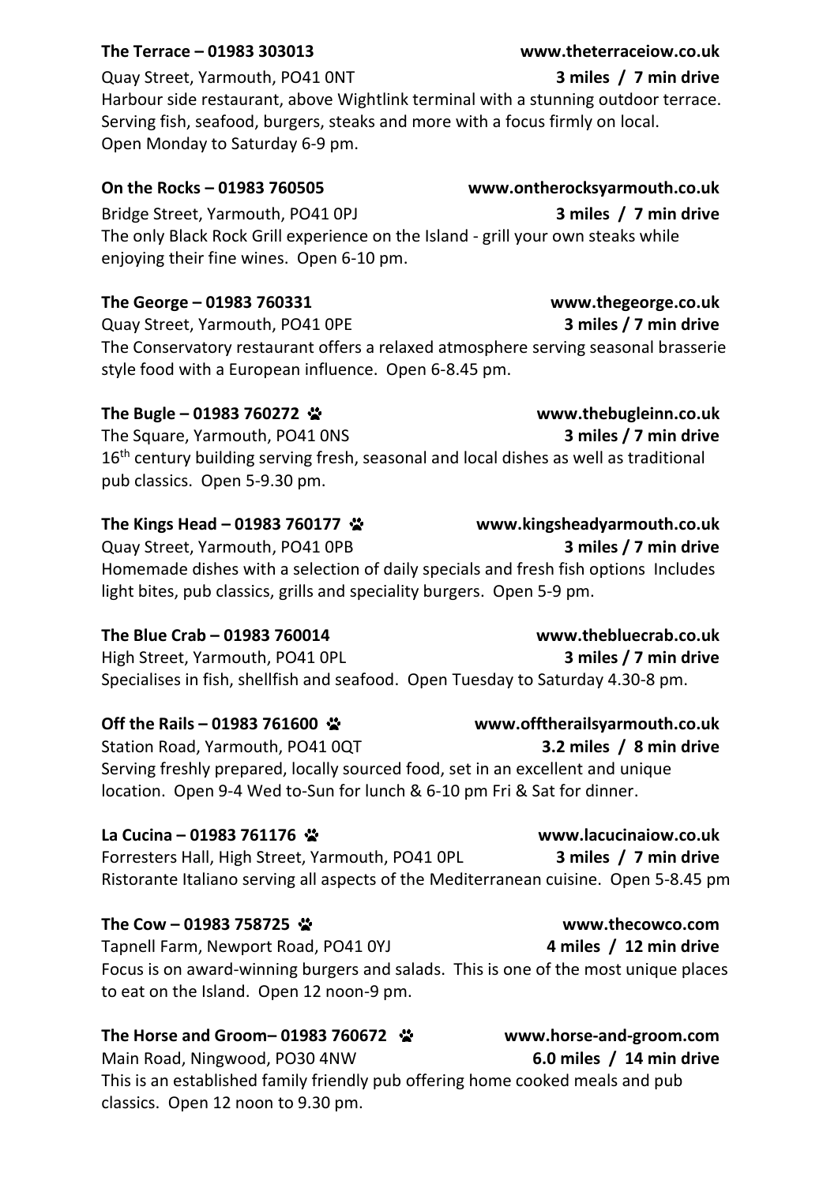**The Terrace – 01983 303013** **www.theterraceiow.co.uk**
Quay Street, Yarmouth, PO41 0NT **3 miles / 7 min drive**
Harbour side restaurant, above Wightlink terminal with a stunning outdoor terrace. Serving fish, seafood, burgers, steaks and more with a focus firmly on local.
Open Monday to Saturday 6-9 pm.

**On the Rocks – 01983 760505** **www.ontherocksyarmouth.co.uk**
Bridge Street, Yarmouth, PO41 0PJ **3 miles / 7 min drive**
The only Black Rock Grill experience on the Island - grill your own steaks while enjoying their fine wines. Open 6-10 pm.

**The George – 01983 760331** **www.thegeorge.co.uk**
Quay Street, Yarmouth, PO41 0PE **3 miles / 7 min drive**
The Conservatory restaurant offers a relaxed atmosphere serving seasonal brasserie style food with a European influence. Open 6-8.45 pm.

**The Bugle – 01983 760272** 🐾 **www.thebugleinn.co.uk**
The Square, Yarmouth, PO41 0NS **3 miles / 7 min drive**
16th century building serving fresh, seasonal and local dishes as well as traditional pub classics. Open 5-9.30 pm.

**The Kings Head – 01983 760177** 🐾 **www.kingsheadyarmouth.co.uk**
Quay Street, Yarmouth, PO41 0PB **3 miles / 7 min drive**
Homemade dishes with a selection of daily specials and fresh fish options Includes light bites, pub classics, grills and speciality burgers. Open 5-9 pm.

**The Blue Crab – 01983 760014** **www.thebluecrab.co.uk**
High Street, Yarmouth, PO41 0PL **3 miles / 7 min drive**
Specialises in fish, shellfish and seafood. Open Tuesday to Saturday 4.30-8 pm.

**Off the Rails – 01983 761600** 🐾 **www.offtherailsyarmouth.co.uk**
Station Road, Yarmouth, PO41 0QT **3.2 miles / 8 min drive**
Serving freshly prepared, locally sourced food, set in an excellent and unique location. Open 9-4 Wed to-Sun for lunch & 6-10 pm Fri & Sat for dinner.

**La Cucina – 01983 761176** 🐾 **www.lacucinaiow.co.uk**
Forresters Hall, High Street, Yarmouth, PO41 0PL **3 miles / 7 min drive**
Ristorante Italiano serving all aspects of the Mediterranean cuisine. Open 5-8.45 pm

**The Cow – 01983 758725** 🐾 **www.thecowco.com**
Tapnell Farm, Newport Road, PO41 0YJ **4 miles / 12 min drive**
Focus is on award-winning burgers and salads. This is one of the most unique places to eat on the Island. Open 12 noon-9 pm.

**The Horse and Groom– 01983 760672** 🐾 **www.horse-and-groom.com**
Main Road, Ningwood, PO30 4NW **6.0 miles / 14 min drive**
This is an established family friendly pub offering home cooked meals and pub classics. Open 12 noon to 9.30 pm.